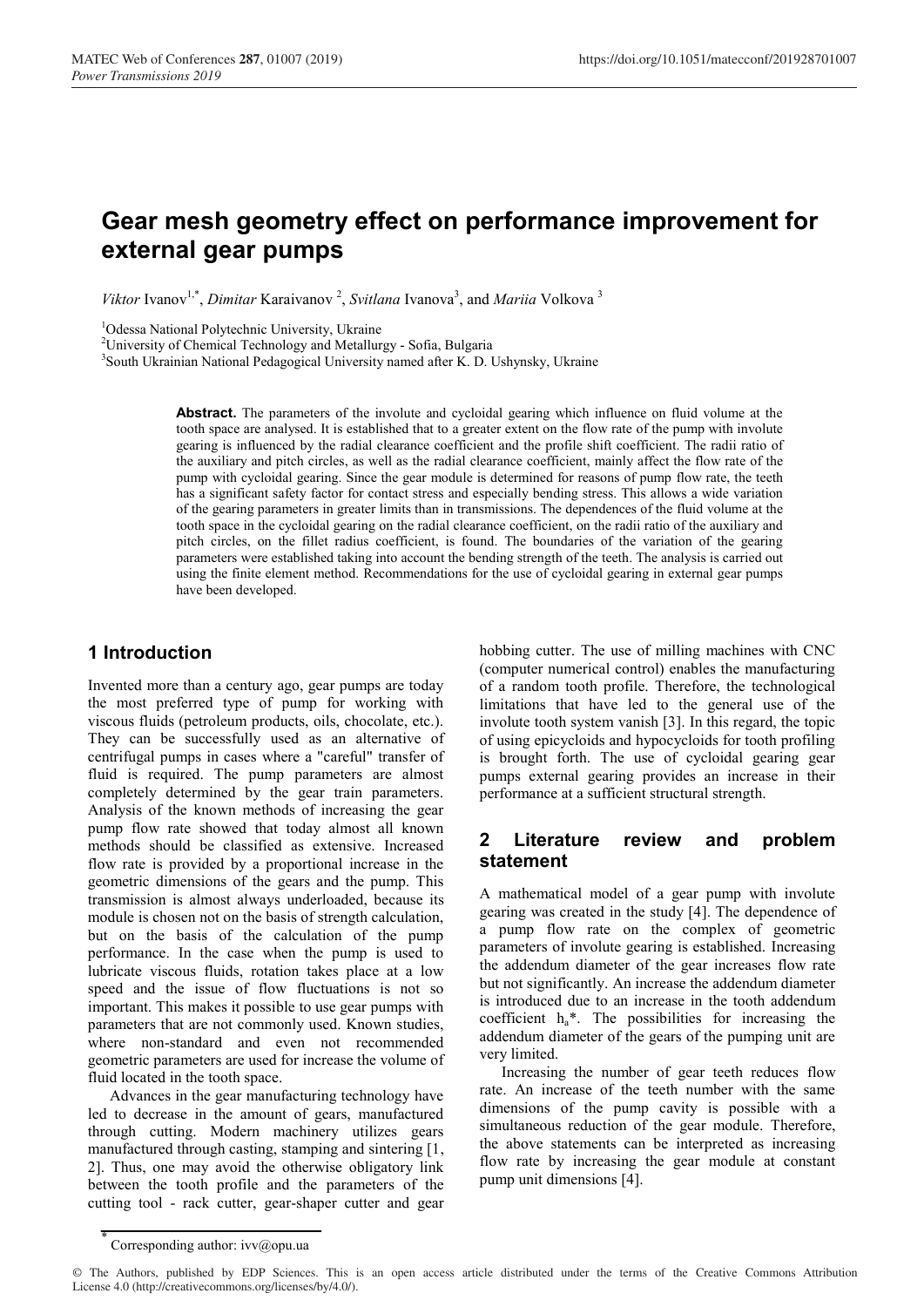# Gear mesh geometry effect on performance improvement for external gear pumps

*Viktor* Ivanov[1,*], *Dimitar* Karaivanov [2], *Svitlana* Ivanova[3], and *Mariia* Volkova [3]

[1]Odessa National Polytechnic University, Ukraine

[2]University of Chemical Technology and Metallurgy - Sofia, Bulgaria

[3]South Ukrainian National Pedagogical University named after K. D. Ushynsky, Ukraine

**Abstract.** The parameters of the involute and cycloidal gearing which influence on fluid volume at the tooth space are analysed. It is established that to a greater extent on the flow rate of the pump with involute gearing is influenced by the radial clearance coefficient and the profile shift coefficient. The radii ratio of the auxiliary and pitch circles, as well as the radial clearance coefficient, mainly affect the flow rate of the pump with cycloidal gearing. Since the gear module is determined for reasons of pump flow rate, the teeth has a significant safety factor for contact stress and especially bending stress. This allows a wide variation of the gearing parameters in greater limits than in transmissions. The dependences of the fluid volume at the tooth space in the cycloidal gearing on the radial clearance coefficient, on the radii ratio of the auxiliary and pitch circles, on the fillet radius coefficient, is found. The boundaries of the variation of the gearing parameters were established taking into account the bending strength of the teeth. The analysis is carried out using the finite element method. Recommendations for the use of cycloidal gearing in external gear pumps have been developed.

## 1 Introduction

Invented more than a century ago, gear pumps are today the most preferred type of pump for working with viscous fluids (petroleum products, oils, chocolate, etc.). They can be successfully used as an alternative of centrifugal pumps in cases where a "careful" transfer of fluid is required. The pump parameters are almost completely determined by the gear train parameters. Analysis of the known methods of increasing the gear pump flow rate showed that today almost all known methods should be classified as extensive. Increased flow rate is provided by a proportional increase in the geometric dimensions of the gears and the pump. This transmission is almost always underloaded, because its module is chosen not on the basis of strength calculation, but on the basis of the calculation of the pump performance. In the case when the pump is used to lubricate viscous fluids, rotation takes place at a low speed and the issue of flow fluctuations is not so important. This makes it possible to use gear pumps with parameters that are not commonly used. Known studies, where non-standard and even not recommended geometric parameters are used for increase the volume of fluid located in the tooth space.

Advances in the gear manufacturing technology have led to decrease in the amount of gears, manufactured through cutting. Modern machinery utilizes gears manufactured through casting, stamping and sintering [1, 2]. Thus, one may avoid the otherwise obligatory link between the tooth profile and the parameters of the cutting tool - rack cutter, gear-shaper cutter and gear hobbing cutter. The use of milling machines with CNC (computer numerical control) enables the manufacturing of a random tooth profile. Therefore, the technological limitations that have led to the general use of the involute tooth system vanish [3]. In this regard, the topic of using epicycloids and hypocycloids for tooth profiling is brought forth. The use of cycloidal gearing gear pumps external gearing provides an increase in their performance at a sufficient structural strength.

## 2 Literature review and problem statement

A mathematical model of a gear pump with involute gearing was created in the study [4]. The dependence of a pump flow rate on the complex of geometric parameters of involute gearing is established. Increasing the addendum diameter of the gear increases flow rate but not significantly. An increase the addendum diameter is introduced due to an increase in the tooth addendum coefficient $h_a$*. The possibilities for increasing the addendum diameter of the gears of the pumping unit are very limited.

Increasing the number of gear teeth reduces flow rate. An increase of the teeth number with the same dimensions of the pump cavity is possible with a simultaneous reduction of the gear module. Therefore, the above statements can be interpreted as increasing flow rate by increasing the gear module at constant pump unit dimensions [4].

* Corresponding author: ivv@opu.ua

© The Authors, published by EDP Sciences. This is an open access article distributed under the terms of the Creative Commons Attribution License 4.0 (http://creativecommons.org/licenses/by/4.0/).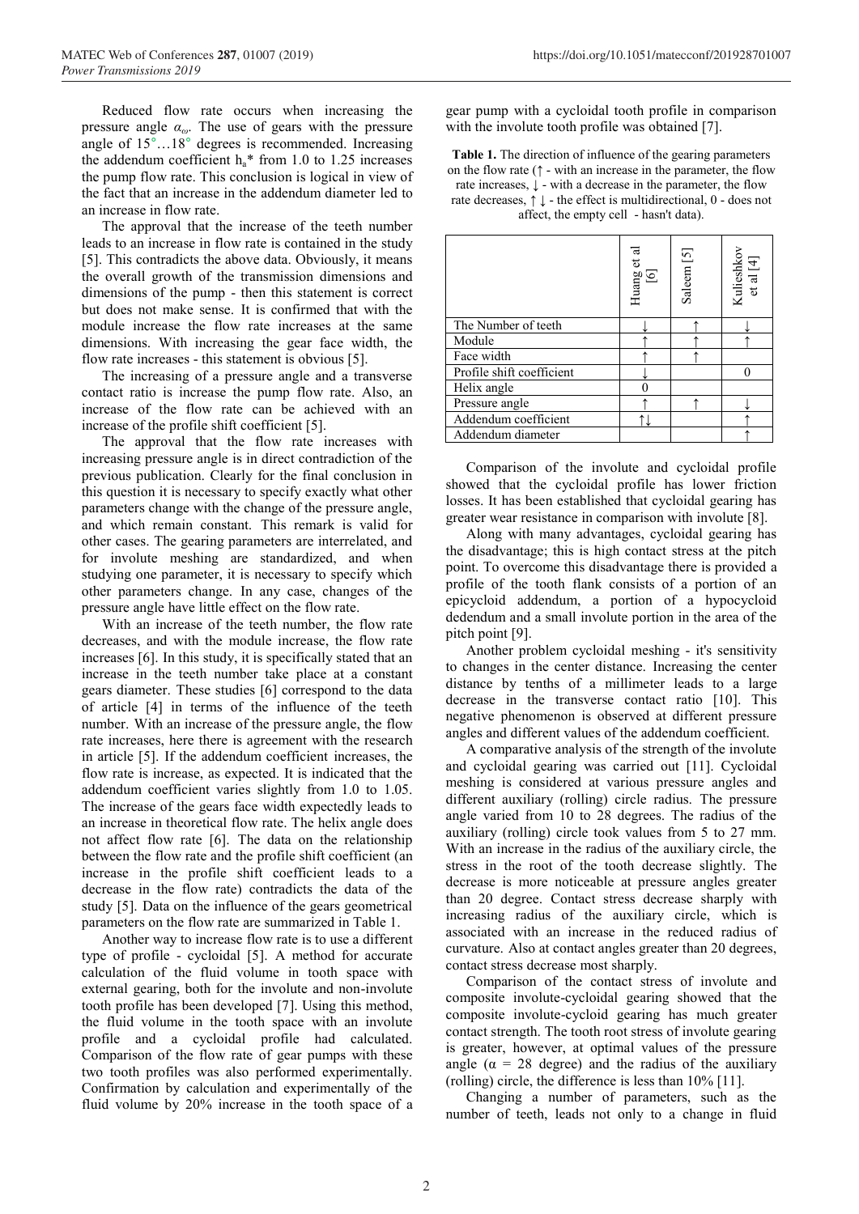Reduced flow rate occurs when increasing the pressure angle $\alpha_\omega$. The use of gears with the pressure angle of 15°…18° degrees is recommended. Increasing the addendum coefficient $h_a^*$ from 1.0 to 1.25 increases the pump flow rate. This conclusion is logical in view of the fact that an increase in the addendum diameter led to an increase in flow rate.

The approval that the increase of the teeth number leads to an increase in flow rate is contained in the study [5]. This contradicts the above data. Obviously, it means the overall growth of the transmission dimensions and dimensions of the pump - then this statement is correct but does not make sense. It is confirmed that with the module increase the flow rate increases at the same dimensions. With increasing the gear face width, the flow rate increases - this statement is obvious [5].

The increasing of a pressure angle and a transverse contact ratio is increase the pump flow rate. Also, an increase of the flow rate can be achieved with an increase of the profile shift coefficient [5].

The approval that the flow rate increases with increasing pressure angle is in direct contradiction of the previous publication. Clearly for the final conclusion in this question it is necessary to specify exactly what other parameters change with the change of the pressure angle, and which remain constant. This remark is valid for other cases. The gearing parameters are interrelated, and for involute meshing are standardized, and when studying one parameter, it is necessary to specify which other parameters change. In any case, changes of the pressure angle have little effect on the flow rate.

With an increase of the teeth number, the flow rate decreases, and with the module increase, the flow rate increases [6]. In this study, it is specifically stated that an increase in the teeth number take place at a constant gears diameter. These studies [6] correspond to the data of article [4] in terms of the influence of the teeth number. With an increase of the pressure angle, the flow rate increases, here there is agreement with the research in article [5]. If the addendum coefficient increases, the flow rate is increase, as expected. It is indicated that the addendum coefficient varies slightly from 1.0 to 1.05. The increase of the gears face width expectedly leads to an increase in theoretical flow rate. The helix angle does not affect flow rate [6]. The data on the relationship between the flow rate and the profile shift coefficient (an increase in the profile shift coefficient leads to a decrease in the flow rate) contradicts the data of the study [5]. Data on the influence of the gears geometrical parameters on the flow rate are summarized in Table 1.

Another way to increase flow rate is to use a different type of profile - cycloidal [5]. A method for accurate calculation of the fluid volume in tooth space with external gearing, both for the involute and non-involute tooth profile has been developed [7]. Using this method, the fluid volume in the tooth space with an involute profile and a cycloidal profile had calculated. Comparison of the flow rate of gear pumps with these two tooth profiles was also performed experimentally. Confirmation by calculation and experimentally of the fluid volume by 20% increase in the tooth space of a gear pump with a cycloidal tooth profile in comparison with the involute tooth profile was obtained [7].

**Table 1.** The direction of influence of the gearing parameters on the flow rate (↑ - with an increase in the parameter, the flow rate increases, ↓ - with a decrease in the parameter, the flow rate decreases, ↑↓ - the effect is multidirectional, 0 - does not affect, the empty cell - hasn't data).

| | Huang et al [6] | Saleem [5] | Kulieshkov et al [4] |
|---|---|---|---|
| The Number of teeth | ↓ | ↑ | ↓ |
| Module | ↑ | ↑ | ↑ |
| Face width | ↑ | ↑ | |
| Profile shift coefficient | ↓ | | 0 |
| Helix angle | 0 | | |
| Pressure angle | ↑ | ↑ | ↓ |
| Addendum coefficient | ↑↓ | | ↑ |
| Addendum diameter | | | ↑ |

Comparison of the involute and cycloidal profile showed that the cycloidal profile has lower friction losses. It has been established that cycloidal gearing has greater wear resistance in comparison with involute [8].

Along with many advantages, cycloidal gearing has the disadvantage; this is high contact stress at the pitch point. To overcome this disadvantage there is provided a profile of the tooth flank consists of a portion of an epicycloid addendum, a portion of a hypocycloid dedendum and a small involute portion in the area of the pitch point [9].

Another problem cycloidal meshing - it's sensitivity to changes in the center distance. Increasing the center distance by tenths of a millimeter leads to a large decrease in the transverse contact ratio [10]. This negative phenomenon is observed at different pressure angles and different values of the addendum coefficient.

A comparative analysis of the strength of the involute and cycloidal gearing was carried out [11]. Cycloidal meshing is considered at various pressure angles and different auxiliary (rolling) circle radius. The pressure angle varied from 10 to 28 degrees. The radius of the auxiliary (rolling) circle took values from 5 to 27 mm. With an increase in the radius of the auxiliary circle, the stress in the root of the tooth decrease slightly. The decrease is more noticeable at pressure angles greater than 20 degree. Contact stress decrease sharply with increasing radius of the auxiliary circle, which is associated with an increase in the reduced radius of curvature. Also at contact angles greater than 20 degrees, contact stress decrease most sharply.

Comparison of the contact stress of involute and composite involute-cycloidal gearing showed that the composite involute-cycloid gearing has much greater contact strength. The tooth root stress of involute gearing is greater, however, at optimal values of the pressure angle ($\alpha$ = 28 degree) and the radius of the auxiliary (rolling) circle, the difference is less than 10% [11].

Changing a number of parameters, such as the number of teeth, leads not only to a change in fluid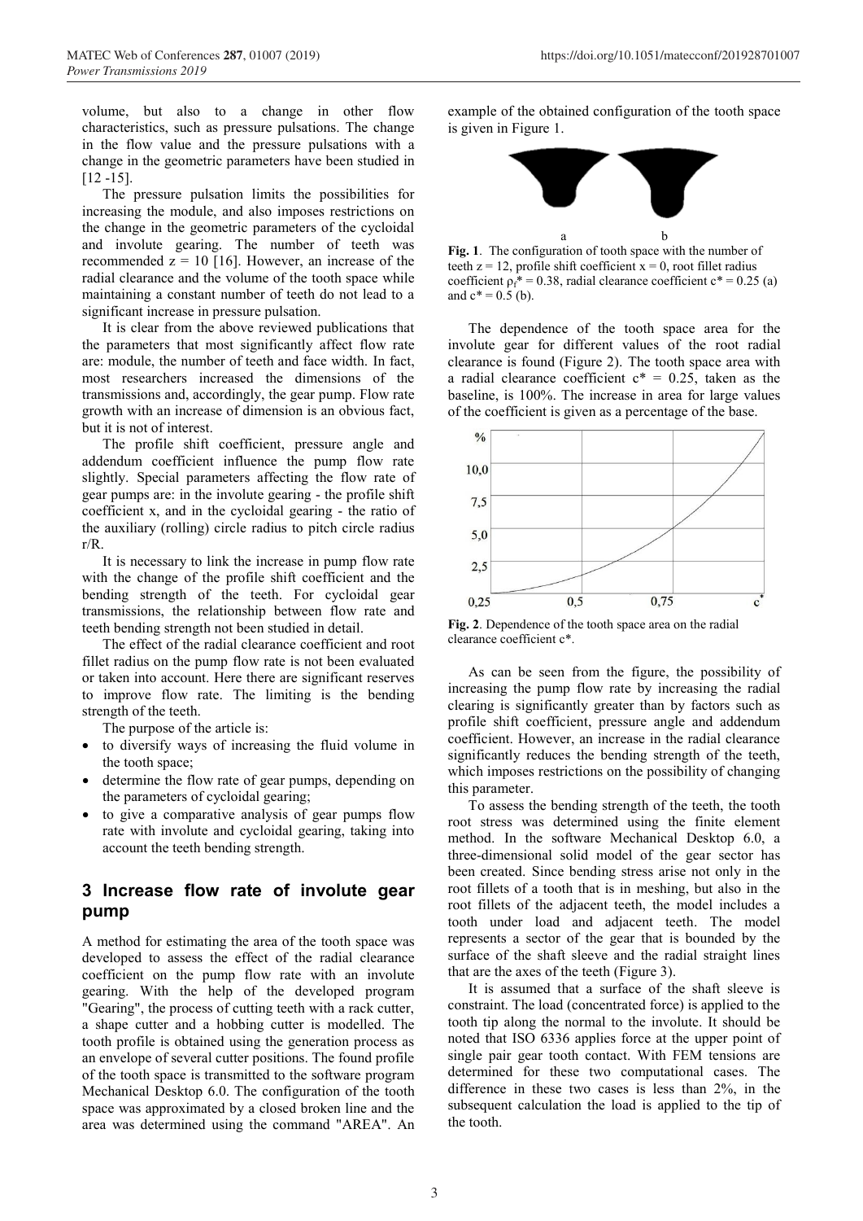volume, but also to a change in other flow characteristics, such as pressure pulsations. The change in the flow value and the pressure pulsations with a change in the geometric parameters have been studied in [12 -15].

The pressure pulsation limits the possibilities for increasing the module, and also imposes restrictions on the change in the geometric parameters of the cycloidal and involute gearing. The number of teeth was recommended $z = 10$ [16]. However, an increase of the radial clearance and the volume of the tooth space while maintaining a constant number of teeth do not lead to a significant increase in pressure pulsation.

It is clear from the above reviewed publications that the parameters that most significantly affect flow rate are: module, the number of teeth and face width. In fact, most researchers increased the dimensions of the transmissions and, accordingly, the gear pump. Flow rate growth with an increase of dimension is an obvious fact, but it is not of interest.

The profile shift coefficient, pressure angle and addendum coefficient influence the pump flow rate slightly. Special parameters affecting the flow rate of gear pumps are: in the involute gearing - the profile shift coefficient x, and in the cycloidal gearing - the ratio of the auxiliary (rolling) circle radius to pitch circle radius r/R.

It is necessary to link the increase in pump flow rate with the change of the profile shift coefficient and the bending strength of the teeth. For cycloidal gear transmissions, the relationship between flow rate and teeth bending strength not been studied in detail.

The effect of the radial clearance coefficient and root fillet radius on the pump flow rate is not been evaluated or taken into account. Here there are significant reserves to improve flow rate. The limiting is the bending strength of the teeth.

The purpose of the article is:

- to diversify ways of increasing the fluid volume in the tooth space;
- determine the flow rate of gear pumps, depending on the parameters of cycloidal gearing;
- to give a comparative analysis of gear pumps flow rate with involute and cycloidal gearing, taking into account the teeth bending strength.

## 3 Increase flow rate of involute gear pump

A method for estimating the area of the tooth space was developed to assess the effect of the radial clearance coefficient on the pump flow rate with an involute gearing. With the help of the developed program "Gearing", the process of cutting teeth with a rack cutter, a shape cutter and a hobbing cutter is modelled. The tooth profile is obtained using the generation process as an envelope of several cutter positions. The found profile of the tooth space is transmitted to the software program Mechanical Desktop 6.0. The configuration of the tooth space was approximated by a closed broken line and the area was determined using the command "AREA". An example of the obtained configuration of the tooth space is given in Figure 1.

**Fig. 1**. The configuration of tooth space with the number of teeth $z = 12$, profile shift coefficient $x = 0$, root fillet radius coefficient $\rho_f^* = 0.38$, radial clearance coefficient $c^* = 0.25$ (a) and $c^* = 0.5$ (b).

The dependence of the tooth space area for the involute gear for different values of the root radial clearance is found (Figure 2). The tooth space area with a radial clearance coefficient $c^* = 0.25$, taken as the baseline, is 100%. The increase in area for large values of the coefficient is given as a percentage of the base.

**Fig. 2**. Dependence of the tooth space area on the radial clearance coefficient $c^*$.

As can be seen from the figure, the possibility of increasing the pump flow rate by increasing the radial clearing is significantly greater than by factors such as profile shift coefficient, pressure angle and addendum coefficient. However, an increase in the radial clearance significantly reduces the bending strength of the teeth, which imposes restrictions on the possibility of changing this parameter.

To assess the bending strength of the teeth, the tooth root stress was determined using the finite element method. In the software Mechanical Desktop 6.0, a three-dimensional solid model of the gear sector has been created. Since bending stress arise not only in the root fillets of a tooth that is in meshing, but also in the root fillets of the adjacent teeth, the model includes a tooth under load and adjacent teeth. The model represents a sector of the gear that is bounded by the surface of the shaft sleeve and the radial straight lines that are the axes of the teeth (Figure 3).

It is assumed that a surface of the shaft sleeve is constraint. The load (concentrated force) is applied to the tooth tip along the normal to the involute. It should be noted that ISO 6336 applies force at the upper point of single pair gear tooth contact. With FEM tensions are determined for these two computational cases. The difference in these two cases is less than 2%, in the subsequent calculation the load is applied to the tip of the tooth.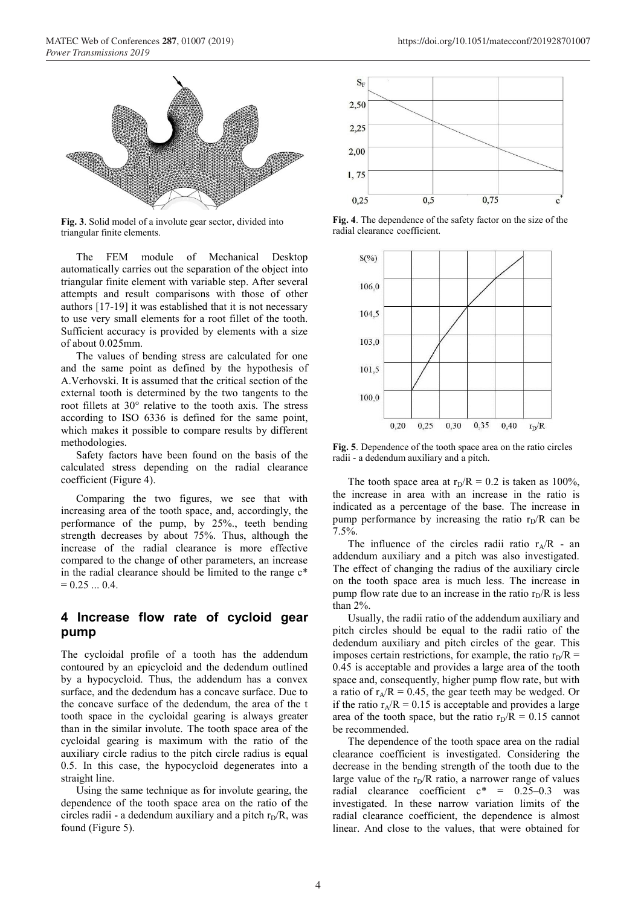**Fig. 3**. Solid model of a involute gear sector, divided into triangular finite elements.

The FEM module of Mechanical Desktop automatically carries out the separation of the object into triangular finite element with variable step. After several attempts and result comparisons with those of other authors [17-19] it was established that it is not necessary to use very small elements for a root fillet of the tooth. Sufficient accuracy is provided by elements with a size of about 0.025mm.

The values of bending stress are calculated for one and the same point as defined by the hypothesis of A.Verhovski. It is assumed that the critical section of the external tooth is determined by the two tangents to the root fillets at 30° relative to the tooth axis. The stress according to ISO 6336 is defined for the same point, which makes it possible to compare results by different methodologies.

Safety factors have been found on the basis of the calculated stress depending on the radial clearance coefficient (Figure 4).

**Fig. 4**. The dependence of the safety factor on the size of the radial clearance coefficient.

Comparing the two figures, we see that with increasing area of the tooth space, and, accordingly, the performance of the pump, by 25%., teeth bending strength decreases by about 75%. Thus, although the increase of the radial clearance is more effective compared to the change of other parameters, an increase in the radial clearance should be limited to the range $c^* = 0.25 ... 0.4$.

## 4 Increase flow rate of cycloid gear pump

The cycloidal profile of a tooth has the addendum contoured by an epicycloid and the dedendum outlined by a hypocycloid. Thus, the addendum has a convex surface, and the dedendum has a concave surface. Due to the concave surface of the dedendum, the area of the t tooth space in the cycloidal gearing is always greater than in the similar involute. The tooth space area of the cycloidal gearing is maximum with the ratio of the auxiliary circle radius to the pitch circle radius is equal 0.5. In this case, the hypocycloid degenerates into a straight line.

Using the same technique as for involute gearing, the dependence of the tooth space area on the ratio of the circles radii - a dedendum auxiliary and a pitch $r_D/R$, was found (Figure 5).

**Fig. 5**. Dependence of the tooth space area on the ratio circles radii - a dedendum auxiliary and a pitch.

The tooth space area at $r_D/R = 0.2$ is taken as 100%, the increase in area with an increase in the ratio is indicated as a percentage of the base. The increase in pump performance by increasing the ratio $r_D/R$ can be 7.5%.

The influence of the circles radii ratio $r_A/R$ - an addendum auxiliary and a pitch was also investigated. The effect of changing the radius of the auxiliary circle on the tooth space area is much less. The increase in pump flow rate due to an increase in the ratio $r_D/R$ is less than 2%.

Usually, the radii ratio of the addendum auxiliary and pitch circles should be equal to the radii ratio of the dedendum auxiliary and pitch circles of the gear. This imposes certain restrictions, for example, the ratio $r_D/R = 0.45$ is acceptable and provides a large area of the tooth space and, consequently, higher pump flow rate, but with a ratio of $r_A/R = 0.45$, the gear teeth may be wedged. Or if the ratio $r_A/R = 0.15$ is acceptable and provides a large area of the tooth space, but the ratio $r_D/R = 0.15$ cannot be recommended.

The dependence of the tooth space area on the radial clearance coefficient is investigated. Considering the decrease in the bending strength of the tooth due to the large value of the $r_D/R$ ratio, a narrower range of values radial clearance coefficient $c^* = 0.25–0.3$ was investigated. In these narrow variation limits of the radial clearance coefficient, the dependence is almost linear. And close to the values, that were obtained for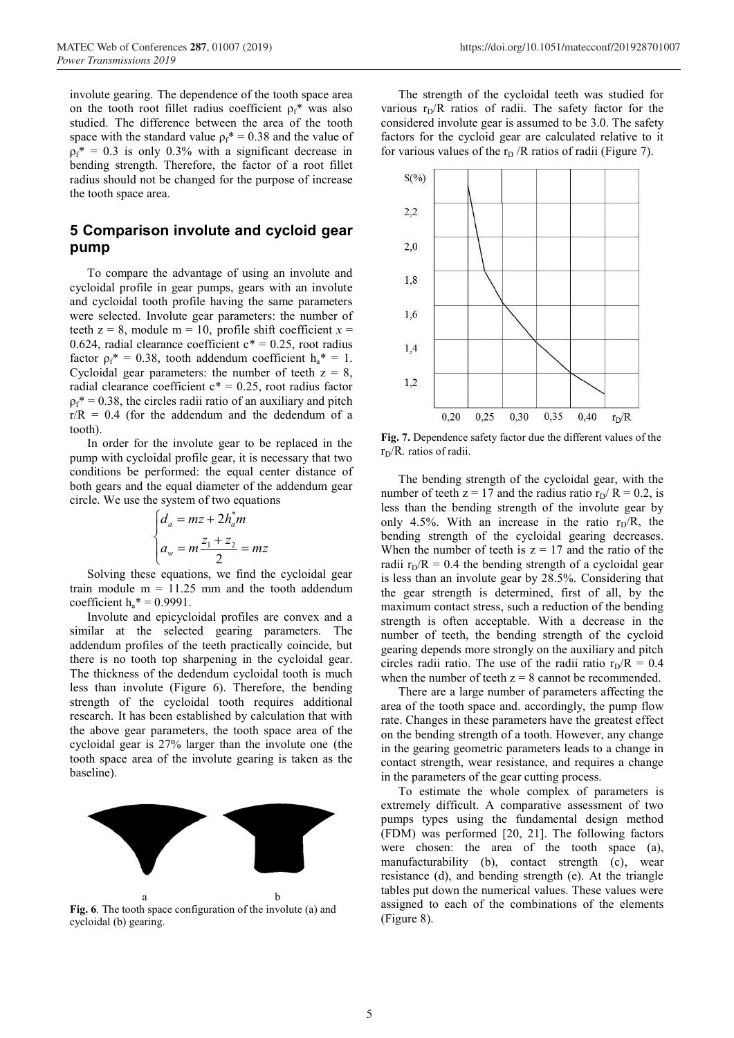involute gearing. The dependence of the tooth space area on the tooth root fillet radius coefficient $\rho_f^*$ was also studied. The difference between the area of the tooth space with the standard value $\rho_f^* = 0.38$ and the value of $\rho_f^* = 0.3$ is only 0.3% with a significant decrease in bending strength. Therefore, the factor of a root fillet radius should not be changed for the purpose of increase the tooth space area.

## 5 Comparison involute and cycloid gear pump

To compare the advantage of using an involute and cycloidal profile in gear pumps, gears with an involute and cycloidal tooth profile having the same parameters were selected. Involute gear parameters: the number of teeth z = 8, module m = 10, profile shift coefficient $x$ = 0.624, radial clearance coefficient $c^* = 0.25$, root radius factor $\rho_f^* = 0.38$, tooth addendum coefficient $h_a^* = 1$. Cycloidal gear parameters: the number of teeth z = 8, radial clearance coefficient $c^* = 0.25$, root radius factor $\rho_f^* = 0.38$, the circles radii ratio of an auxiliary and pitch $r/R = 0.4$ (for the addendum and the dedendum of a tooth).

In order for the involute gear to be replaced in the pump with cycloidal profile gear, it is necessary that two conditions be performed: the equal center distance of both gears and the equal diameter of the addendum gear circle. We use the system of two equations

$$\begin{cases} d_a = mz + 2h_a^* m \\ a_w = m\dfrac{z_1 + z_2}{2} = mz \end{cases}$$

Solving these equations, we find the cycloidal gear train module m = 11.25 mm and the tooth addendum coefficient $h_a^* = 0.9991$.

Involute and epicycloidal profiles are convex and a similar at the selected gearing parameters. The addendum profiles of the teeth practically coincide, but there is no tooth top sharpening in the cycloidal gear. The thickness of the dedendum cycloidal tooth is much less than involute (Figure 6). Therefore, the bending strength of the cycloidal tooth requires additional research. It has been established by calculation that with the above gear parameters, the tooth space area of the cycloidal gear is 27% larger than the involute one (the tooth space area of the involute gearing is taken as the baseline).

**Fig. 6**. The tooth space configuration of the involute (a) and cycloidal (b) gearing.

The strength of the cycloidal teeth was studied for various $r_D/R$ ratios of radii. The safety factor for the considered involute gear is assumed to be 3.0. The safety factors for the cycloid gear are calculated relative to it for various values of the $r_D/R$ ratios of radii (Figure 7).

**Fig. 7.** Dependence safety factor due the different values of the $r_D/R$. ratios of radii.

The bending strength of the cycloidal gear, with the number of teeth z = 17 and the radius ratio $r_D/R = 0.2$, is less than the bending strength of the involute gear by only 4.5%. With an increase in the ratio $r_D/R$, the bending strength of the cycloidal gearing decreases. When the number of teeth is z = 17 and the ratio of the radii $r_D/R = 0.4$ the bending strength of a cycloidal gear is less than an involute gear by 28.5%. Considering that the gear strength is determined, first of all, by the maximum contact stress, such a reduction of the bending strength is often acceptable. With a decrease in the number of teeth, the bending strength of the cycloid gearing depends more strongly on the auxiliary and pitch circles radii ratio. The use of the radii ratio $r_D/R = 0.4$ when the number of teeth z = 8 cannot be recommended.

There are a large number of parameters affecting the area of the tooth space and. accordingly, the pump flow rate. Changes in these parameters have the greatest effect on the bending strength of a tooth. However, any change in the gearing geometric parameters leads to a change in contact strength, wear resistance, and requires a change in the parameters of the gear cutting process.

To estimate the whole complex of parameters is extremely difficult. A comparative assessment of two pumps types using the fundamental design method (FDM) was performed [20, 21]. The following factors were chosen: the area of the tooth space (a), manufacturability (b), contact strength (c), wear resistance (d), and bending strength (e). At the triangle tables put down the numerical values. These values were assigned to each of the combinations of the elements (Figure 8).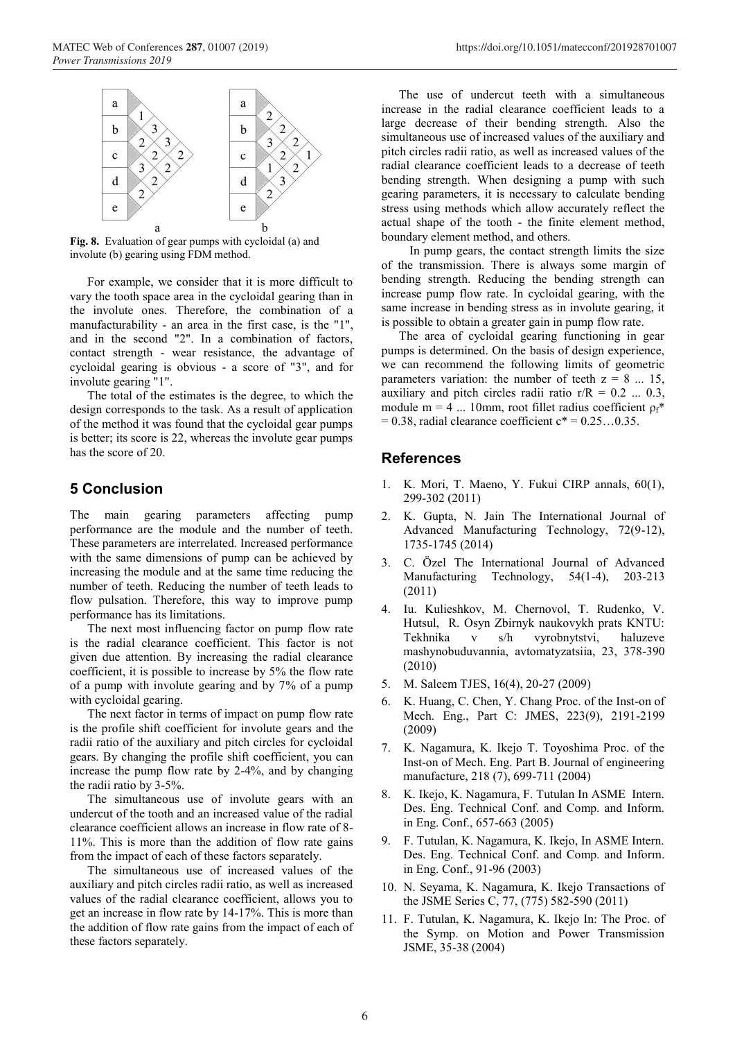**Fig. 8.** Evaluation of gear pumps with cycloidal (a) and involute (b) gearing using FDM method.

For example, we consider that it is more difficult to vary the tooth space area in the cycloidal gearing than in the involute ones. Therefore, the combination of a manufacturability - an area in the first case, is the "1", and in the second "2". In a combination of factors, contact strength - wear resistance, the advantage of cycloidal gearing is obvious - a score of "3", and for involute gearing "1".

The total of the estimates is the degree, to which the design corresponds to the task. As a result of application of the method it was found that the cycloidal gear pumps is better; its score is 22, whereas the involute gear pumps has the score of 20.

## 5 Conclusion

The main gearing parameters affecting pump performance are the module and the number of teeth. These parameters are interrelated. Increased performance with the same dimensions of pump can be achieved by increasing the module and at the same time reducing the number of teeth. Reducing the number of teeth leads to flow pulsation. Therefore, this way to improve pump performance has its limitations.

The next most influencing factor on pump flow rate is the radial clearance coefficient. This factor is not given due attention. By increasing the radial clearance coefficient, it is possible to increase by 5% the flow rate of a pump with involute gearing and by 7% of a pump with cycloidal gearing.

The next factor in terms of impact on pump flow rate is the profile shift coefficient for involute gears and the radii ratio of the auxiliary and pitch circles for cycloidal gears. By changing the profile shift coefficient, you can increase the pump flow rate by 2-4%, and by changing the radii ratio by 3-5%.

The simultaneous use of involute gears with an undercut of the tooth and an increased value of the radial clearance coefficient allows an increase in flow rate of 8-11%. This is more than the addition of flow rate gains from the impact of each of these factors separately.

The simultaneous use of increased values of the auxiliary and pitch circles radii ratio, as well as increased values of the radial clearance coefficient, allows you to get an increase in flow rate by 14-17%. This is more than the addition of flow rate gains from the impact of each of these factors separately.

The use of undercut teeth with a simultaneous increase in the radial clearance coefficient leads to a large decrease of their bending strength. Also the simultaneous use of increased values of the auxiliary and pitch circles radii ratio, as well as increased values of the radial clearance coefficient leads to a decrease of teeth bending strength. When designing a pump with such gearing parameters, it is necessary to calculate bending stress using methods which allow accurately reflect the actual shape of the tooth - the finite element method, boundary element method, and others.

In pump gears, the contact strength limits the size of the transmission. There is always some margin of bending strength. Reducing the bending strength can increase pump flow rate. In cycloidal gearing, with the same increase in bending stress as in involute gearing, it is possible to obtain a greater gain in pump flow rate.

The area of cycloidal gearing functioning in gear pumps is determined. On the basis of design experience, we can recommend the following limits of geometric parameters variation: the number of teeth $z = 8 \ldots 15$, auxiliary and pitch circles radii ratio $r/R = 0.2 \ldots 0.3$, module $m = 4 \ldots 10$mm, root fillet radius coefficient $\rho_f^* = 0.38$, radial clearance coefficient $c^* = 0.25 \ldots 0.35$.

## References

1. K. Mori, T. Maeno, Y. Fukui CIRP annals, 60(1), 299-302 (2011)
2. K. Gupta, N. Jain The International Journal of Advanced Manufacturing Technology, 72(9-12), 1735-1745 (2014)
3. C. Özel The International Journal of Advanced Manufacturing Technology, 54(1-4), 203-213 (2011)
4. Iu. Kulieshkov, M. Chernovol, T. Rudenko, V. Hutsul, R. Osyn Zbirnyk naukovykh prats KNTU: Tekhnika v s/h vyrobnytstvi, haluzeve mashynobuduvannia, avtomatyzatsiia, 23, 378-390 (2010)
5. M. Saleem TJES, 16(4), 20-27 (2009)
6. K. Huang, C. Chen, Y. Chang Proc. of the Inst-on of Mech. Eng., Part C: JMES, 223(9), 2191-2199 (2009)
7. K. Nagamura, K. Ikejo T. Toyoshima Proc. of the Inst-on of Mech. Eng. Part B. Journal of engineering manufacture, 218 (7), 699-711 (2004)
8. K. Ikejo, K. Nagamura, F. Tutulan In ASME Intern. Des. Eng. Technical Conf. and Comp. and Inform. in Eng. Conf., 657-663 (2005)
9. F. Tutulan, K. Nagamura, K. Ikejo, In ASME Intern. Des. Eng. Technical Conf. and Comp. and Inform. in Eng. Conf., 91-96 (2003)
10. N. Seyama, K. Nagamura, K. Ikejo Transactions of the JSME Series C, 77, (775) 582-590 (2011)
11. F. Tutulan, K. Nagamura, K. Ikejo In: The Proc. of the Symp. on Motion and Power Transmission JSME, 35-38 (2004)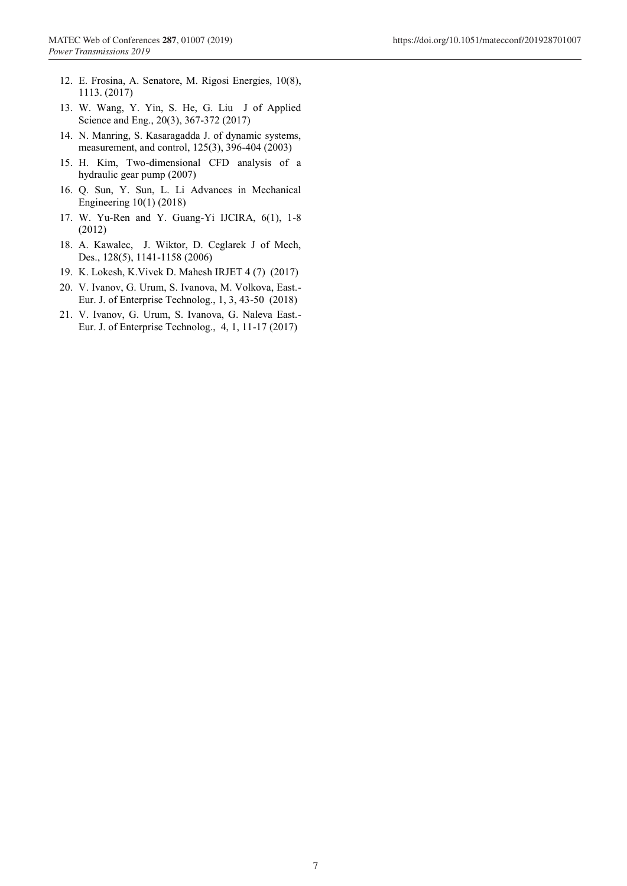12. E. Frosina, A. Senatore, M. Rigosi Energies, 10(8), 1113. (2017)
13. W. Wang, Y. Yin, S. He, G. Liu J of Applied Science and Eng., 20(3), 367-372 (2017)
14. N. Manring, S. Kasaragadda J. of dynamic systems, measurement, and control, 125(3), 396-404 (2003)
15. H. Kim, Two-dimensional CFD analysis of a hydraulic gear pump (2007)
16. Q. Sun, Y. Sun, L. Li Advances in Mechanical Engineering 10(1) (2018)
17. W. Yu-Ren and Y. Guang-Yi IJCIRA, 6(1), 1-8 (2012)
18. A. Kawalec, J. Wiktor, D. Ceglarek J of Mech, Des., 128(5), 1141-1158 (2006)
19. K. Lokesh, K.Vivek D. Mahesh IRJET 4 (7) (2017)
20. V. Ivanov, G. Urum, S. Ivanova, M. Volkova, East.-Eur. J. of Enterprise Technolog., 1, 3, 43-50 (2018)
21. V. Ivanov, G. Urum, S. Ivanova, G. Naleva East.-Eur. J. of Enterprise Technolog., 4, 1, 11-17 (2017)